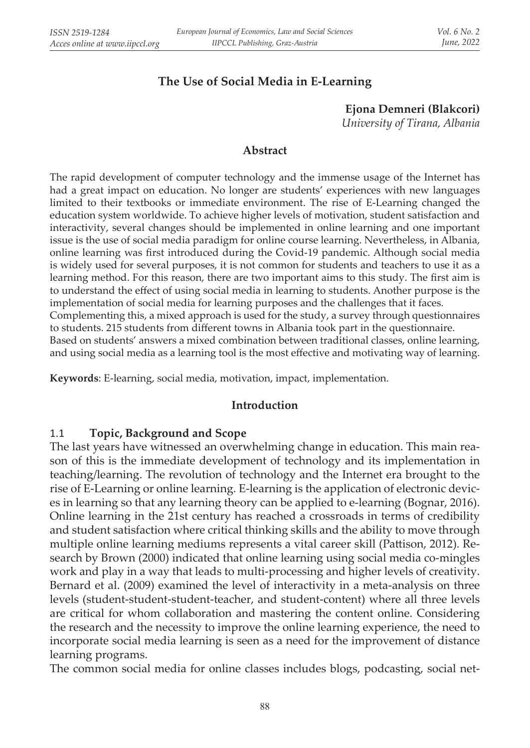# The Use of Social Media in E-Learning

**Ejona Demneri (Blakcori)**
*University of Tirana, Albania*

## Abstract

The rapid development of computer technology and the immense usage of the Internet has had a great impact on education. No longer are students' experiences with new languages limited to their textbooks or immediate environment. The rise of E-Learning changed the education system worldwide. To achieve higher levels of motivation, student satisfaction and interactivity, several changes should be implemented in online learning and one important issue is the use of social media paradigm for online course learning. Nevertheless, in Albania, online learning was first introduced during the Covid-19 pandemic. Although social media is widely used for several purposes, it is not common for students and teachers to use it as a learning method. For this reason, there are two important aims to this study. The first aim is to understand the effect of using social media in learning to students. Another purpose is the implementation of social media for learning purposes and the challenges that it faces.
Complementing this, a mixed approach is used for the study, a survey through questionnaires to students. 215 students from different towns in Albania took part in the questionnaire.
Based on students' answers a mixed combination between traditional classes, online learning, and using social media as a learning tool is the most effective and motivating way of learning.

**Keywords**: E-learning, social media, motivation, impact, implementation.

## Introduction

### 1.1 Topic, Background and Scope

The last years have witnessed an overwhelming change in education. This main reason of this is the immediate development of technology and its implementation in teaching/learning. The revolution of technology and the Internet era brought to the rise of E-Learning or online learning. E-learning is the application of electronic devices in learning so that any learning theory can be applied to e-learning (Bognar, 2016). Online learning in the 21st century has reached a crossroads in terms of credibility and student satisfaction where critical thinking skills and the ability to move through multiple online learning mediums represents a vital career skill (Pattison, 2012). Research by Brown (2000) indicated that online learning using social media co-mingles work and play in a way that leads to multi-processing and higher levels of creativity. Bernard et al. (2009) examined the level of interactivity in a meta-analysis on three levels (student-student-student-teacher, and student-content) where all three levels are critical for whom collaboration and mastering the content online. Considering the research and the necessity to improve the online learning experience, the need to incorporate social media learning is seen as a need for the improvement of distance learning programs.

The common social media for online classes includes blogs, podcasting, social net-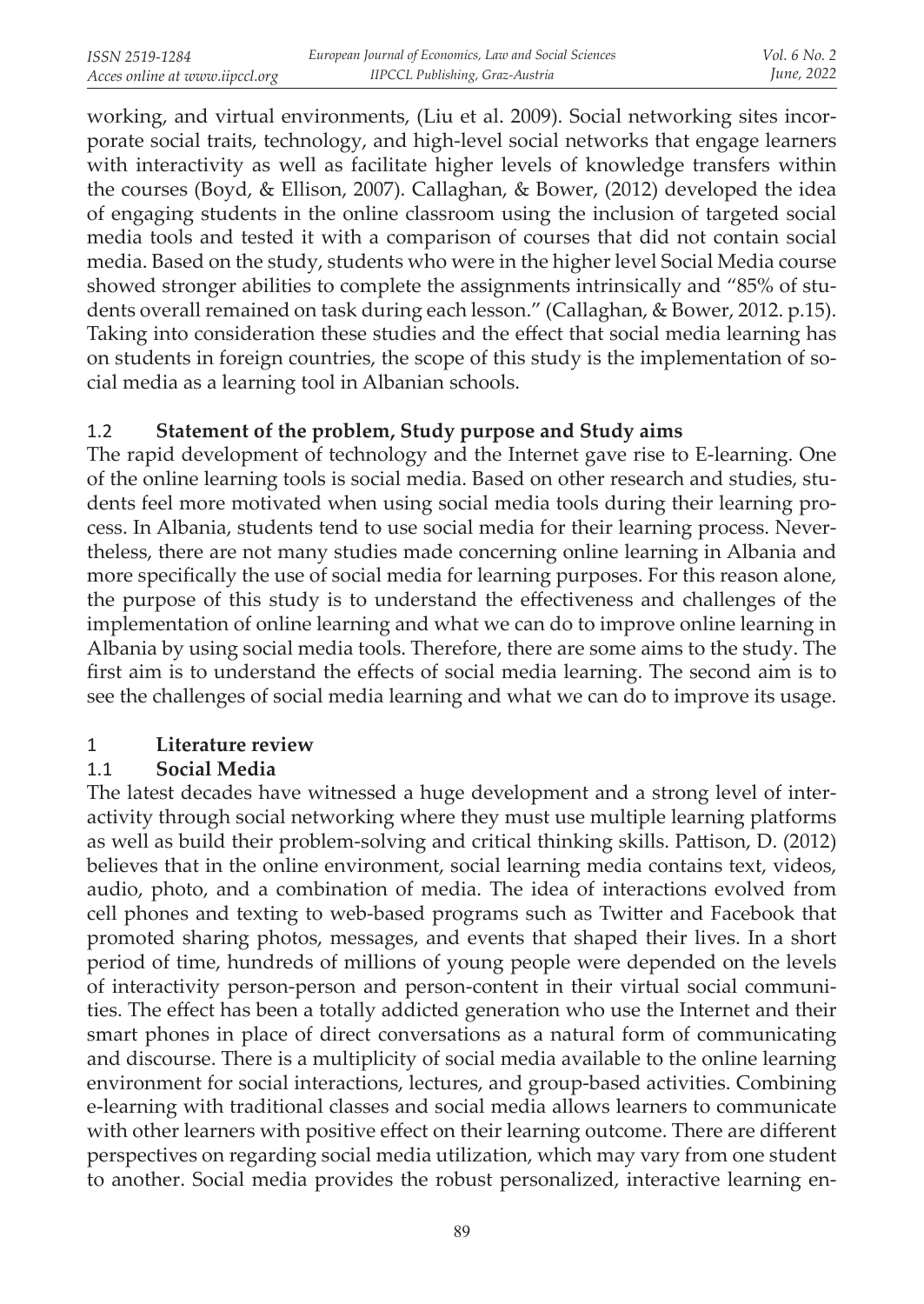working, and virtual environments, (Liu et al. 2009). Social networking sites incorporate social traits, technology, and high-level social networks that engage learners with interactivity as well as facilitate higher levels of knowledge transfers within the courses (Boyd, & Ellison, 2007). Callaghan, & Bower, (2012) developed the idea of engaging students in the online classroom using the inclusion of targeted social media tools and tested it with a comparison of courses that did not contain social media. Based on the study, students who were in the higher level Social Media course showed stronger abilities to complete the assignments intrinsically and "85% of students overall remained on task during each lesson." (Callaghan, & Bower, 2012. p.15). Taking into consideration these studies and the effect that social media learning has on students in foreign countries, the scope of this study is the implementation of social media as a learning tool in Albanian schools.

### 1.2 Statement of the problem, Study purpose and Study aims

The rapid development of technology and the Internet gave rise to E-learning. One of the online learning tools is social media. Based on other research and studies, students feel more motivated when using social media tools during their learning process. In Albania, students tend to use social media for their learning process. Nevertheless, there are not many studies made concerning online learning in Albania and more specifically the use of social media for learning purposes. For this reason alone, the purpose of this study is to understand the effectiveness and challenges of the implementation of online learning and what we can do to improve online learning in Albania by using social media tools. Therefore, there are some aims to the study. The first aim is to understand the effects of social media learning. The second aim is to see the challenges of social media learning and what we can do to improve its usage.

## 1 Literature review

### 1.1 Social Media

The latest decades have witnessed a huge development and a strong level of interactivity through social networking where they must use multiple learning platforms as well as build their problem-solving and critical thinking skills. Pattison, D. (2012) believes that in the online environment, social learning media contains text, videos, audio, photo, and a combination of media. The idea of interactions evolved from cell phones and texting to web-based programs such as Twitter and Facebook that promoted sharing photos, messages, and events that shaped their lives. In a short period of time, hundreds of millions of young people were depended on the levels of interactivity person-person and person-content in their virtual social communities. The effect has been a totally addicted generation who use the Internet and their smart phones in place of direct conversations as a natural form of communicating and discourse. There is a multiplicity of social media available to the online learning environment for social interactions, lectures, and group-based activities. Combining e-learning with traditional classes and social media allows learners to communicate with other learners with positive effect on their learning outcome. There are different perspectives on regarding social media utilization, which may vary from one student to another. Social media provides the robust personalized, interactive learning en-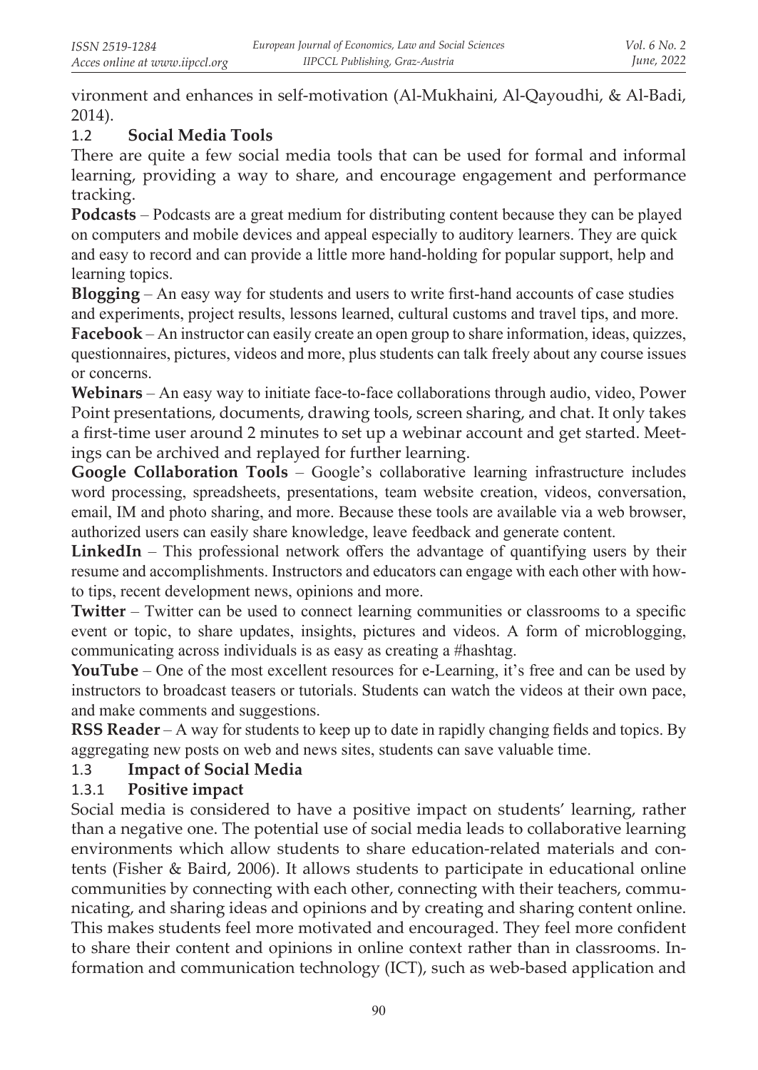vironment and enhances in self-motivation (Al-Mukhaini, Al-Qayoudhi, & Al-Badi, 2014).

## 1.2 Social Media Tools

There are quite a few social media tools that can be used for formal and informal learning, providing a way to share, and encourage engagement and performance tracking.

**Podcasts** – Podcasts are a great medium for distributing content because they can be played on computers and mobile devices and appeal especially to auditory learners. They are quick and easy to record and can provide a little more hand-holding for popular support, help and learning topics.

**Blogging** – An easy way for students and users to write first-hand accounts of case studies and experiments, project results, lessons learned, cultural customs and travel tips, and more.

**Facebook** – An instructor can easily create an open group to share information, ideas, quizzes, questionnaires, pictures, videos and more, plus students can talk freely about any course issues or concerns.

**Webinars** – An easy way to initiate face-to-face collaborations through audio, video, Power Point presentations, documents, drawing tools, screen sharing, and chat. It only takes a first-time user around 2 minutes to set up a webinar account and get started. Meetings can be archived and replayed for further learning.

**Google Collaboration Tools** – Google's collaborative learning infrastructure includes word processing, spreadsheets, presentations, team website creation, videos, conversation, email, IM and photo sharing, and more. Because these tools are available via a web browser, authorized users can easily share knowledge, leave feedback and generate content.

**LinkedIn** – This professional network offers the advantage of quantifying users by their resume and accomplishments. Instructors and educators can engage with each other with how-to tips, recent development news, opinions and more.

**Twitter** – Twitter can be used to connect learning communities or classrooms to a specific event or topic, to share updates, insights, pictures and videos. A form of microblogging, communicating across individuals is as easy as creating a #hashtag.

**YouTube** – One of the most excellent resources for e-Learning, it's free and can be used by instructors to broadcast teasers or tutorials. Students can watch the videos at their own pace, and make comments and suggestions.

**RSS Reader** – A way for students to keep up to date in rapidly changing fields and topics. By aggregating new posts on web and news sites, students can save valuable time.

## 1.3 Impact of Social Media

### 1.3.1 Positive impact

Social media is considered to have a positive impact on students' learning, rather than a negative one. The potential use of social media leads to collaborative learning environments which allow students to share education-related materials and contents (Fisher & Baird, 2006). It allows students to participate in educational online communities by connecting with each other, connecting with their teachers, communicating, and sharing ideas and opinions and by creating and sharing content online. This makes students feel more motivated and encouraged. They feel more confident to share their content and opinions in online context rather than in classrooms. Information and communication technology (ICT), such as web-based application and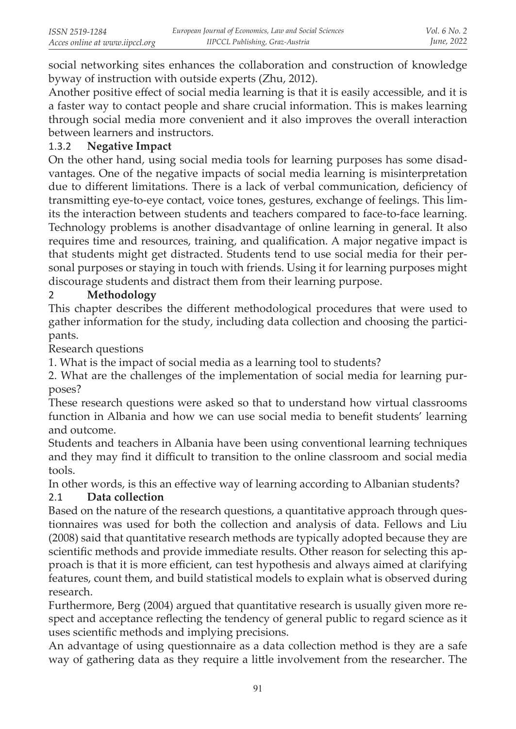social networking sites enhances the collaboration and construction of knowledge byway of instruction with outside experts (Zhu, 2012).

Another positive effect of social media learning is that it is easily accessible, and it is a faster way to contact people and share crucial information. This is makes learning through social media more convenient and it also improves the overall interaction between learners and instructors.

### 1.3.2 Negative Impact

On the other hand, using social media tools for learning purposes has some disadvantages. One of the negative impacts of social media learning is misinterpretation due to different limitations. There is a lack of verbal communication, deficiency of transmitting eye-to-eye contact, voice tones, gestures, exchange of feelings. This limits the interaction between students and teachers compared to face-to-face learning. Technology problems is another disadvantage of online learning in general. It also requires time and resources, training, and qualification. A major negative impact is that students might get distracted. Students tend to use social media for their personal purposes or staying in touch with friends. Using it for learning purposes might discourage students and distract them from their learning purpose.

## 2 Methodology

This chapter describes the different methodological procedures that were used to gather information for the study, including data collection and choosing the participants.

Research questions

1. What is the impact of social media as a learning tool to students?
2. What are the challenges of the implementation of social media for learning purposes?

These research questions were asked so that to understand how virtual classrooms function in Albania and how we can use social media to benefit students' learning and outcome.

Students and teachers in Albania have been using conventional learning techniques and they may find it difficult to transition to the online classroom and social media tools.

In other words, is this an effective way of learning according to Albanian students?

### 2.1 Data collection

Based on the nature of the research questions, a quantitative approach through questionnaires was used for both the collection and analysis of data. Fellows and Liu (2008) said that quantitative research methods are typically adopted because they are scientific methods and provide immediate results. Other reason for selecting this approach is that it is more efficient, can test hypothesis and always aimed at clarifying features, count them, and build statistical models to explain what is observed during research.

Furthermore, Berg (2004) argued that quantitative research is usually given more respect and acceptance reflecting the tendency of general public to regard science as it uses scientific methods and implying precisions.

An advantage of using questionnaire as a data collection method is they are a safe way of gathering data as they require a little involvement from the researcher. The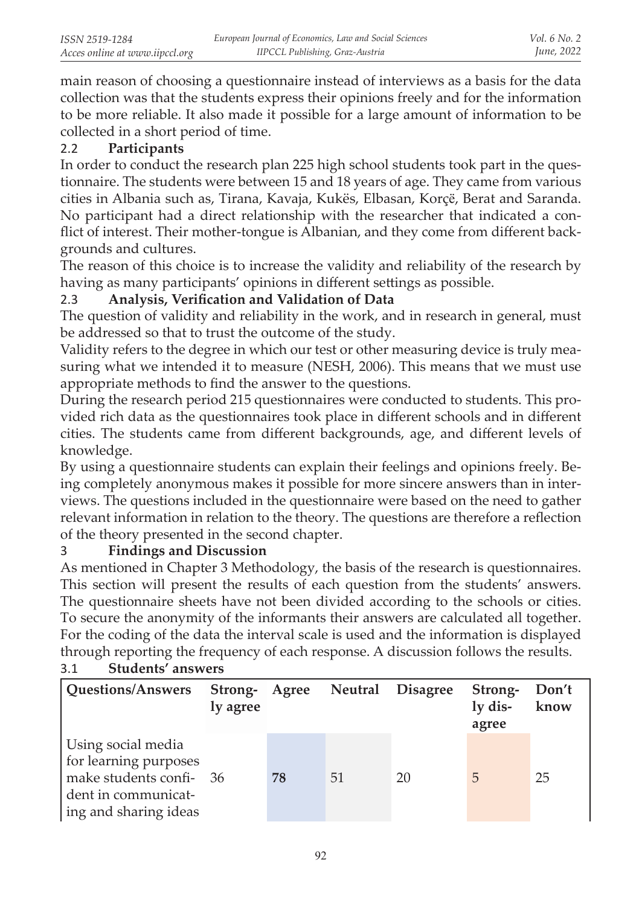main reason of choosing a questionnaire instead of interviews as a basis for the data collection was that the students express their opinions freely and for the information to be more reliable. It also made it possible for a large amount of information to be collected in a short period of time.

### 2.2 Participants

In order to conduct the research plan 225 high school students took part in the questionnaire. The students were between 15 and 18 years of age. They came from various cities in Albania such as, Tirana, Kavaja, Kukës, Elbasan, Korçë, Berat and Saranda. No participant had a direct relationship with the researcher that indicated a conflict of interest. Their mother-tongue is Albanian, and they come from different backgrounds and cultures.

The reason of this choice is to increase the validity and reliability of the research by having as many participants' opinions in different settings as possible.

### 2.3 Analysis, Verification and Validation of Data

The question of validity and reliability in the work, and in research in general, must be addressed so that to trust the outcome of the study.

Validity refers to the degree in which our test or other measuring device is truly measuring what we intended it to measure (NESH, 2006). This means that we must use appropriate methods to find the answer to the questions.

During the research period 215 questionnaires were conducted to students. This provided rich data as the questionnaires took place in different schools and in different cities. The students came from different backgrounds, age, and different levels of knowledge.

By using a questionnaire students can explain their feelings and opinions freely. Being completely anonymous makes it possible for more sincere answers than in interviews. The questions included in the questionnaire were based on the need to gather relevant information in relation to the theory. The questions are therefore a reflection of the theory presented in the second chapter.

## 3 Findings and Discussion

As mentioned in Chapter 3 Methodology, the basis of the research is questionnaires. This section will present the results of each question from the students' answers. The questionnaire sheets have not been divided according to the schools or cities. To secure the anonymity of the informants their answers are calculated all together. For the coding of the data the interval scale is used and the information is displayed through reporting the frequency of each response. A discussion follows the results.

### 3.1 Students' answers

| Questions/Answers | Strongly agree | Agree | Neutral | Disagree | Strongly disagree | Don't know |
|---|---|---|---|---|---|---|
| Using social media for learning purposes make students confident in communicating and sharing ideas | 36 | **78** | 51 | 20 | 5 | 25 |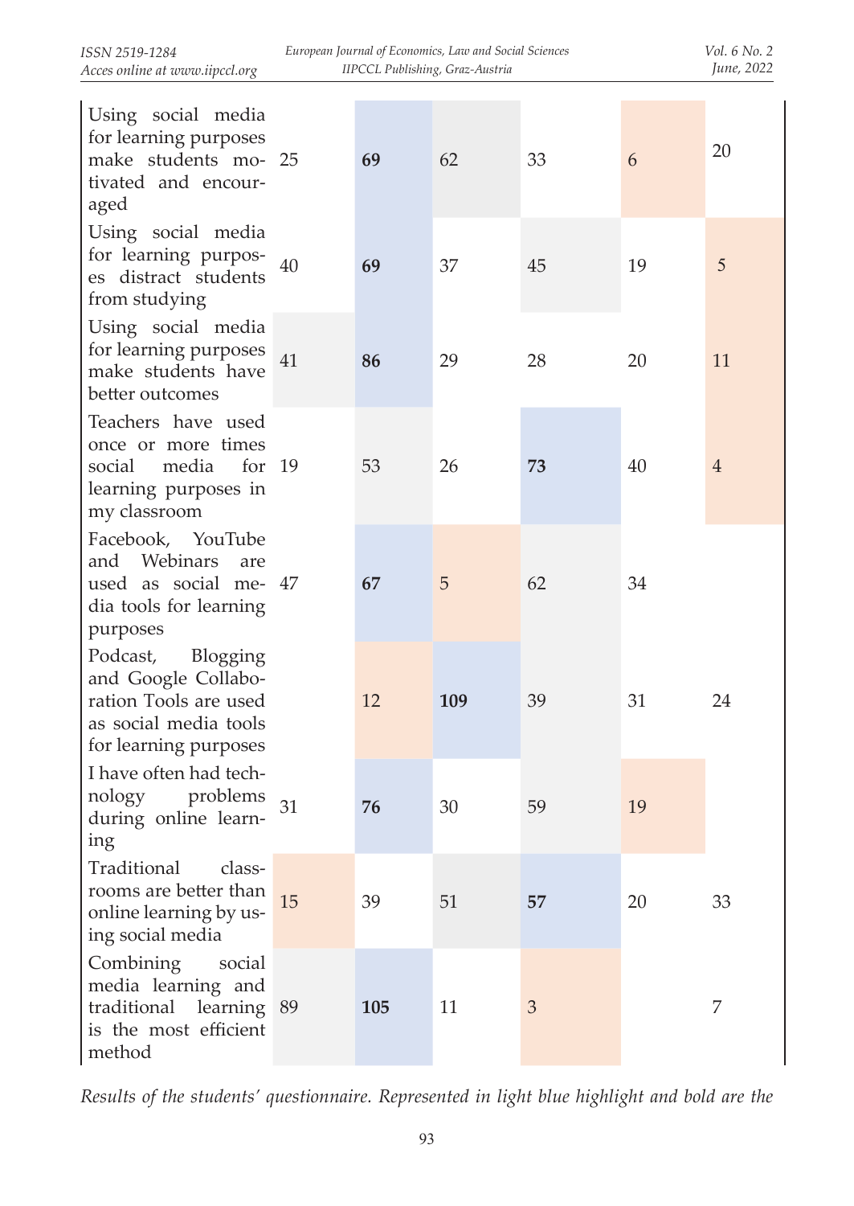| | | | | | | |
|---|---|---|---|---|---|---|
| Using social media for learning purposes make students motivated and encouraged | 25 | **69** | 62 | 33 | 6 | 20 |
| Using social media for learning purposes distract students from studying | 40 | **69** | 37 | 45 | 19 | 5 |
| Using social media for learning purposes make students have better outcomes | 41 | **86** | 29 | 28 | 20 | 11 |
| Teachers have used once or more times social media for learning purposes in my classroom | 19 | 53 | 26 | **73** | 40 | 4 |
| Facebook, YouTube and Webinars are used as social media tools for learning purposes | 47 | **67** | 5 | 62 | 34 | |
| Podcast, Blogging and Google Collaboration Tools are used as social media tools for learning purposes | | 12 | **109** | 39 | 31 | 24 |
| I have often had technology problems during online learning | 31 | **76** | 30 | 59 | 19 | |
| Traditional classrooms are better than online learning by using social media | 15 | 39 | 51 | **57** | 20 | 33 |
| Combining social media learning and traditional learning is the most efficient method | 89 | **105** | 11 | 3 | | 7 |

*Results of the students' questionnaire. Represented in light blue highlight and bold are the*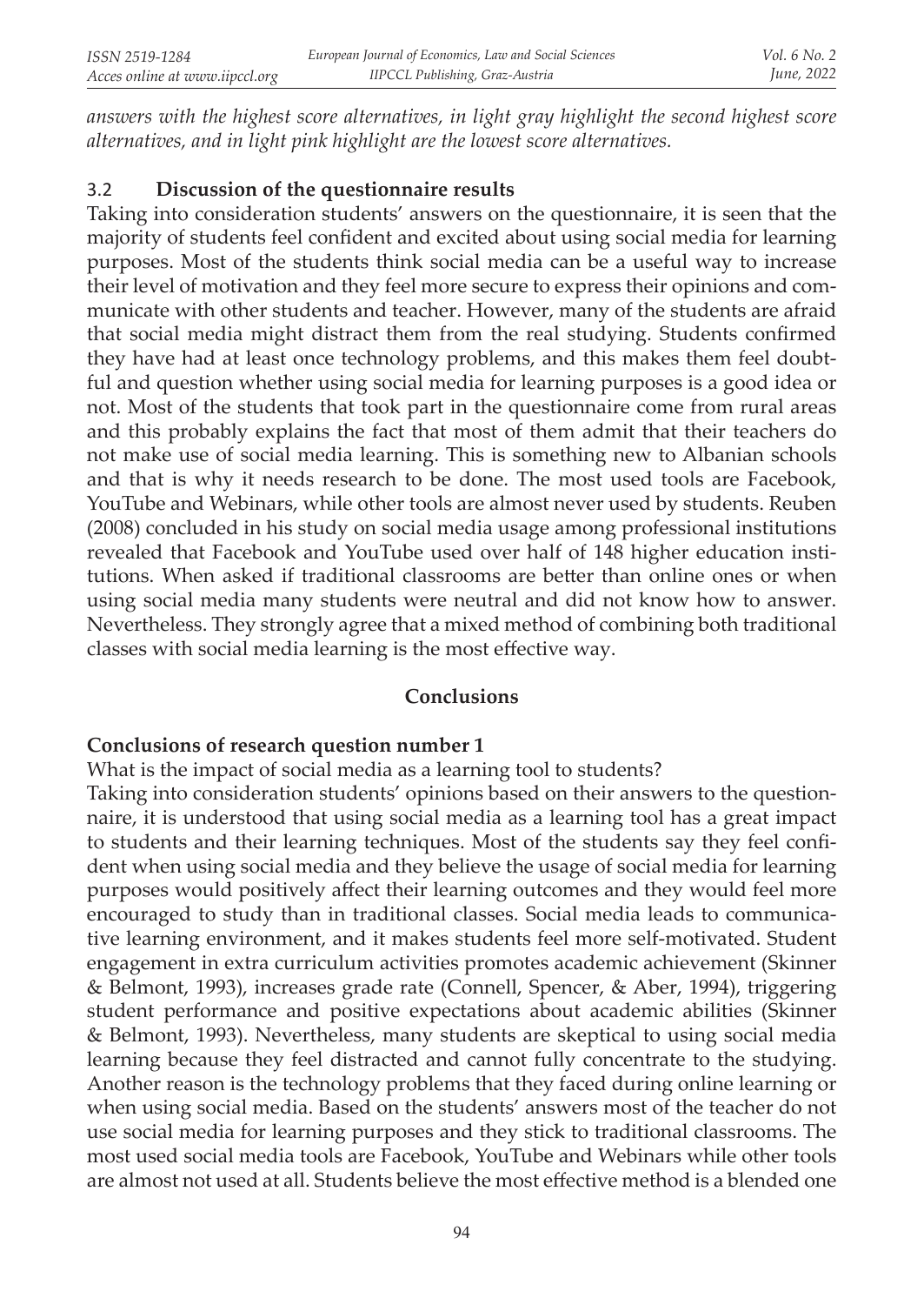*answers with the highest score alternatives, in light gray highlight the second highest score alternatives, and in light pink highlight are the lowest score alternatives.*

### 3.2 Discussion of the questionnaire results

Taking into consideration students' answers on the questionnaire, it is seen that the majority of students feel confident and excited about using social media for learning purposes. Most of the students think social media can be a useful way to increase their level of motivation and they feel more secure to express their opinions and communicate with other students and teacher. However, many of the students are afraid that social media might distract them from the real studying. Students confirmed they have had at least once technology problems, and this makes them feel doubtful and question whether using social media for learning purposes is a good idea or not. Most of the students that took part in the questionnaire come from rural areas and this probably explains the fact that most of them admit that their teachers do not make use of social media learning. This is something new to Albanian schools and that is why it needs research to be done. The most used tools are Facebook, YouTube and Webinars, while other tools are almost never used by students. Reuben (2008) concluded in his study on social media usage among professional institutions revealed that Facebook and YouTube used over half of 148 higher education institutions. When asked if traditional classrooms are better than online ones or when using social media many students were neutral and did not know how to answer. Nevertheless. They strongly agree that a mixed method of combining both traditional classes with social media learning is the most effective way.

## Conclusions

### Conclusions of research question number 1

What is the impact of social media as a learning tool to students?

Taking into consideration students' opinions based on their answers to the questionnaire, it is understood that using social media as a learning tool has a great impact to students and their learning techniques. Most of the students say they feel confident when using social media and they believe the usage of social media for learning purposes would positively affect their learning outcomes and they would feel more encouraged to study than in traditional classes. Social media leads to communicative learning environment, and it makes students feel more self-motivated. Student engagement in extra curriculum activities promotes academic achievement (Skinner & Belmont, 1993), increases grade rate (Connell, Spencer, & Aber, 1994), triggering student performance and positive expectations about academic abilities (Skinner & Belmont, 1993). Nevertheless, many students are skeptical to using social media learning because they feel distracted and cannot fully concentrate to the studying. Another reason is the technology problems that they faced during online learning or when using social media. Based on the students' answers most of the teacher do not use social media for learning purposes and they stick to traditional classrooms. The most used social media tools are Facebook, YouTube and Webinars while other tools are almost not used at all. Students believe the most effective method is a blended one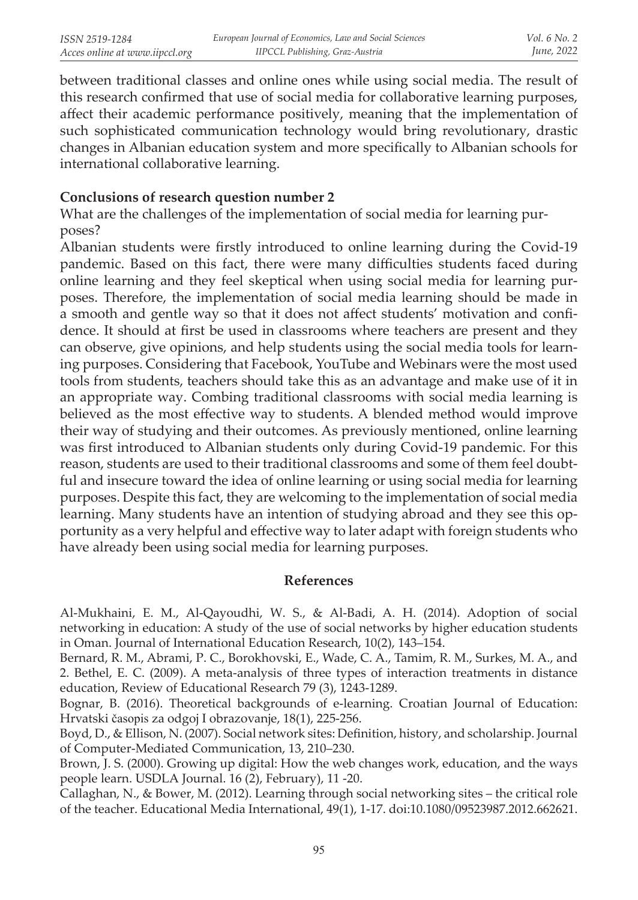between traditional classes and online ones while using social media. The result of this research confirmed that use of social media for collaborative learning purposes, affect their academic performance positively, meaning that the implementation of such sophisticated communication technology would bring revolutionary, drastic changes in Albanian education system and more specifically to Albanian schools for international collaborative learning.

### Conclusions of research question number 2

What are the challenges of the implementation of social media for learning purposes?

Albanian students were firstly introduced to online learning during the Covid-19 pandemic. Based on this fact, there were many difficulties students faced during online learning and they feel skeptical when using social media for learning purposes. Therefore, the implementation of social media learning should be made in a smooth and gentle way so that it does not affect students' motivation and confidence. It should at first be used in classrooms where teachers are present and they can observe, give opinions, and help students using the social media tools for learning purposes. Considering that Facebook, YouTube and Webinars were the most used tools from students, teachers should take this as an advantage and make use of it in an appropriate way. Combing traditional classrooms with social media learning is believed as the most effective way to students. A blended method would improve their way of studying and their outcomes. As previously mentioned, online learning was first introduced to Albanian students only during Covid-19 pandemic. For this reason, students are used to their traditional classrooms and some of them feel doubtful and insecure toward the idea of online learning or using social media for learning purposes. Despite this fact, they are welcoming to the implementation of social media learning. Many students have an intention of studying abroad and they see this opportunity as a very helpful and effective way to later adapt with foreign students who have already been using social media for learning purposes.

## References

Al-Mukhaini, E. M., Al-Qayoudhi, W. S., & Al-Badi, A. H. (2014). Adoption of social networking in education: A study of the use of social networks by higher education students in Oman. Journal of International Education Research, 10(2), 143–154.

Bernard, R. M., Abrami, P. C., Borokhovski, E., Wade, C. A., Tamim, R. M., Surkes, M. A., and 2. Bethel, E. C. (2009). A meta-analysis of three types of interaction treatments in distance education, Review of Educational Research 79 (3), 1243-1289.

Bognar, B. (2016). Theoretical backgrounds of e-learning. Croatian Journal of Education: Hrvatski časopis za odgoj I obrazovanje, 18(1), 225-256.

Boyd, D., & Ellison, N. (2007). Social network sites: Definition, history, and scholarship. Journal of Computer-Mediated Communication, 13, 210–230.

Brown, J. S. (2000). Growing up digital: How the web changes work, education, and the ways people learn. USDLA Journal. 16 (2), February), 11 -20.

Callaghan, N., & Bower, M. (2012). Learning through social networking sites – the critical role of the teacher. Educational Media International, 49(1), 1-17. doi:10.1080/09523987.2012.662621.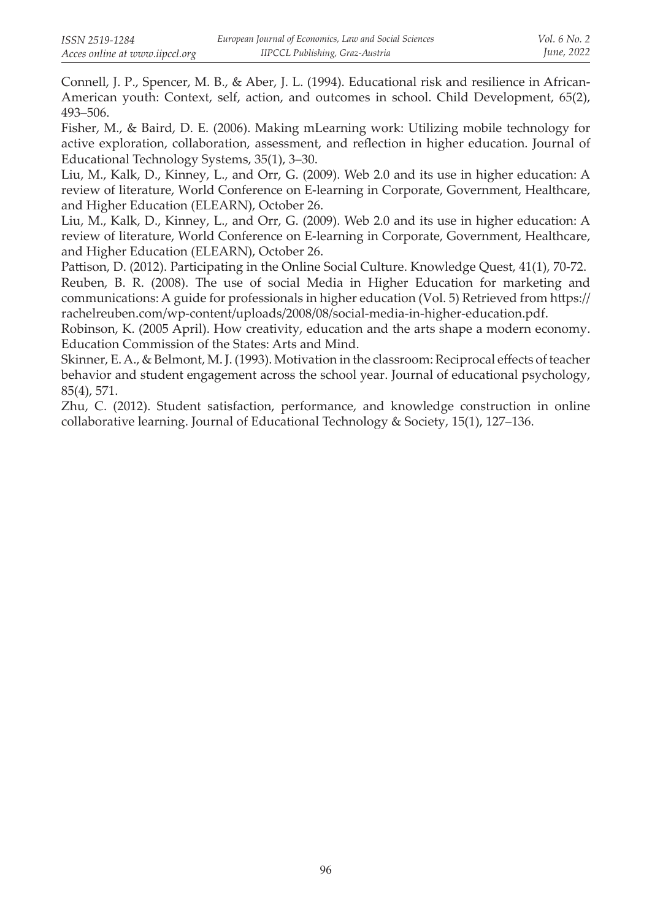Connell, J. P., Spencer, M. B., & Aber, J. L. (1994). Educational risk and resilience in African-American youth: Context, self, action, and outcomes in school. Child Development, 65(2), 493–506.

Fisher, M., & Baird, D. E. (2006). Making mLearning work: Utilizing mobile technology for active exploration, collaboration, assessment, and reflection in higher education. Journal of Educational Technology Systems, 35(1), 3–30.

Liu, M., Kalk, D., Kinney, L., and Orr, G. (2009). Web 2.0 and its use in higher education: A review of literature, World Conference on E-learning in Corporate, Government, Healthcare, and Higher Education (ELEARN), October 26.

Liu, M., Kalk, D., Kinney, L., and Orr, G. (2009). Web 2.0 and its use in higher education: A review of literature, World Conference on E-learning in Corporate, Government, Healthcare, and Higher Education (ELEARN), October 26.

Pattison, D. (2012). Participating in the Online Social Culture. Knowledge Quest, 41(1), 70-72.

Reuben, B. R. (2008). The use of social Media in Higher Education for marketing and communications: A guide for professionals in higher education (Vol. 5) Retrieved from https://rachelreuben.com/wp-content/uploads/2008/08/social-media-in-higher-education.pdf.

Robinson, K. (2005 April). How creativity, education and the arts shape a modern economy. Education Commission of the States: Arts and Mind.

Skinner, E. A., & Belmont, M. J. (1993). Motivation in the classroom: Reciprocal effects of teacher behavior and student engagement across the school year. Journal of educational psychology, 85(4), 571.

Zhu, C. (2012). Student satisfaction, performance, and knowledge construction in online collaborative learning. Journal of Educational Technology & Society, 15(1), 127–136.